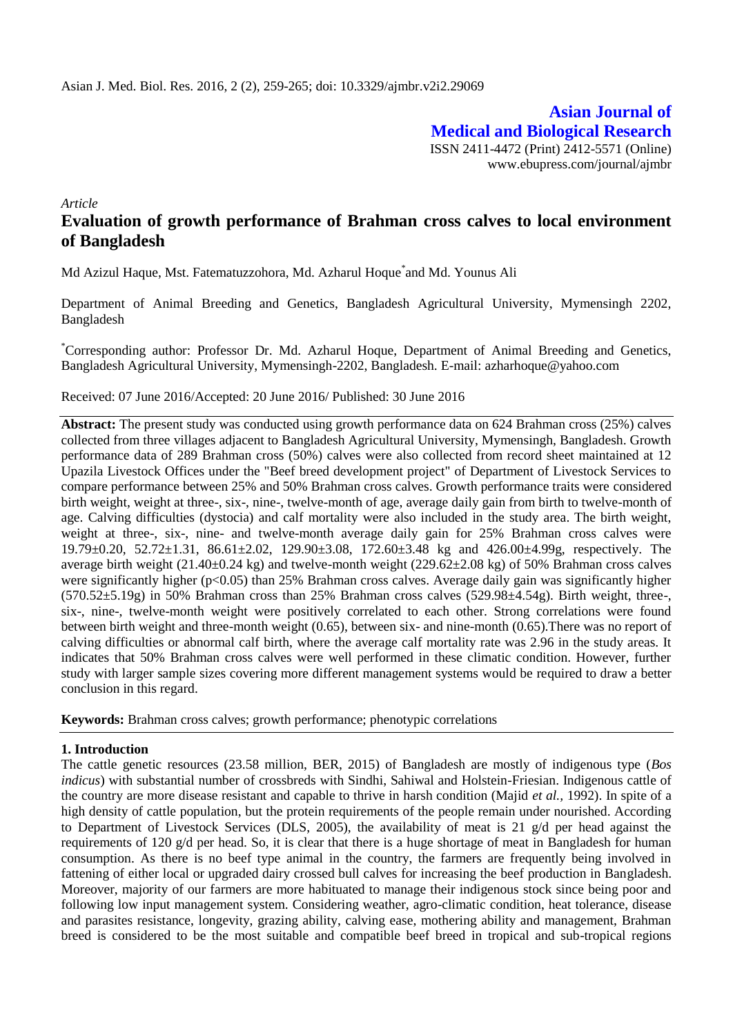Asian J. Med. Biol. Res. 2016, 2 (2), 259-265; doi: 10.3329/ajmbr.v2i2.29069

**Asian Journal of Medical and Biological Research**
ISSN 2411-4472 (Print) 2412-5571 (Online)
www.ebupress.com/journal/ajmbr

*Article*

# Evaluation of growth performance of Brahman cross calves to local environment of Bangladesh

Md Azizul Haque, Mst. Fatematuzzohora, Md. Azharul Hoque* and Md. Younus Ali

Department of Animal Breeding and Genetics, Bangladesh Agricultural University, Mymensingh 2202, Bangladesh

*Corresponding author: Professor Dr. Md. Azharul Hoque, Department of Animal Breeding and Genetics, Bangladesh Agricultural University, Mymensingh-2202, Bangladesh. E-mail: azharhoque@yahoo.com

Received: 07 June 2016/Accepted: 20 June 2016/ Published: 30 June 2016

**Abstract:** The present study was conducted using growth performance data on 624 Brahman cross (25%) calves collected from three villages adjacent to Bangladesh Agricultural University, Mymensingh, Bangladesh. Growth performance data of 289 Brahman cross (50%) calves were also collected from record sheet maintained at 12 Upazila Livestock Offices under the "Beef breed development project" of Department of Livestock Services to compare performance between 25% and 50% Brahman cross calves. Growth performance traits were considered birth weight, weight at three-, six-, nine-, twelve-month of age, average daily gain from birth to twelve-month of age. Calving difficulties (dystocia) and calf mortality were also included in the study area. The birth weight, weight at three-, six-, nine- and twelve-month average daily gain for 25% Brahman cross calves were 19.79±0.20, 52.72±1.31, 86.61±2.02, 129.90±3.08, 172.60±3.48 kg and 426.00±4.99g, respectively. The average birth weight (21.40±0.24 kg) and twelve-month weight (229.62±2.08 kg) of 50% Brahman cross calves were significantly higher ($p<0.05$) than 25% Brahman cross calves. Average daily gain was significantly higher (570.52±5.19g) in 50% Brahman cross than 25% Brahman cross calves (529.98±4.54g). Birth weight, three-, six-, nine-, twelve-month weight were positively correlated to each other. Strong correlations were found between birth weight and three-month weight (0.65), between six- and nine-month (0.65).There was no report of calving difficulties or abnormal calf birth, where the average calf mortality rate was 2.96 in the study areas. It indicates that 50% Brahman cross calves were well performed in these climatic condition. However, further study with larger sample sizes covering more different management systems would be required to draw a better conclusion in this regard.

**Keywords:** Brahman cross calves; growth performance; phenotypic correlations

## 1. Introduction

The cattle genetic resources (23.58 million, BER, 2015) of Bangladesh are mostly of indigenous type (*Bos indicus*) with substantial number of crossbreds with Sindhi, Sahiwal and Holstein-Friesian. Indigenous cattle of the country are more disease resistant and capable to thrive in harsh condition (Majid *et al.,* 1992). In spite of a high density of cattle population, but the protein requirements of the people remain under nourished. According to Department of Livestock Services (DLS, 2005), the availability of meat is 21 g/d per head against the requirements of 120 g/d per head. So, it is clear that there is a huge shortage of meat in Bangladesh for human consumption. As there is no beef type animal in the country, the farmers are frequently being involved in fattening of either local or upgraded dairy crossed bull calves for increasing the beef production in Bangladesh. Moreover, majority of our farmers are more habituated to manage their indigenous stock since being poor and following low input management system. Considering weather, agro-climatic condition, heat tolerance, disease and parasites resistance, longevity, grazing ability, calving ease, mothering ability and management, Brahman breed is considered to be the most suitable and compatible beef breed in tropical and sub-tropical regions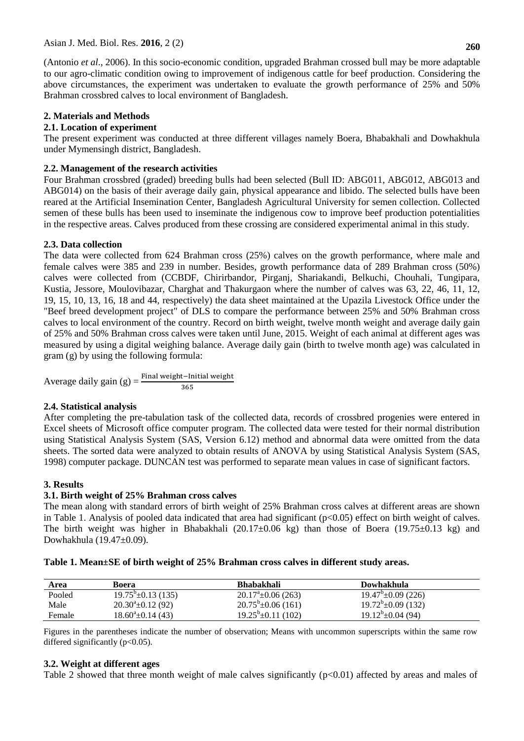(Antonio *et al*., 2006). In this socio-economic condition, upgraded Brahman crossed bull may be more adaptable to our agro-climatic condition owing to improvement of indigenous cattle for beef production. Considering the above circumstances, the experiment was undertaken to evaluate the growth performance of 25% and 50% Brahman crossbred calves to local environment of Bangladesh.

## 2. Materials and Methods

### 2.1. Location of experiment

The present experiment was conducted at three different villages namely Boera, Bhabakhali and Dowhakhula under Mymensingh district, Bangladesh.

### 2.2. Management of the research activities

Four Brahman crossbred (graded) breeding bulls had been selected (Bull ID: ABG011, ABG012, ABG013 and ABG014) on the basis of their average daily gain, physical appearance and libido. The selected bulls have been reared at the Artificial Insemination Center, Bangladesh Agricultural University for semen collection. Collected semen of these bulls has been used to inseminate the indigenous cow to improve beef production potentialities in the respective areas. Calves produced from these crossing are considered experimental animal in this study.

### 2.3. Data collection

The data were collected from 624 Brahman cross (25%) calves on the growth performance, where male and female calves were 385 and 239 in number. Besides, growth performance data of 289 Brahman cross (50%) calves were collected from (CCBDF, Chirirbandor, Pirganj, Shariakandi, Belkuchi, Chouhali, Tungipara, Kustia, Jessore, Moulovibazar, Charghat and Thakurgaon where the number of calves was 63, 22, 46, 11, 12, 19, 15, 10, 13, 16, 18 and 44, respectively) the data sheet maintained at the Upazila Livestock Office under the "Beef breed development project" of DLS to compare the performance between 25% and 50% Brahman cross calves to local environment of the country. Record on birth weight, twelve month weight and average daily gain of 25% and 50% Brahman cross calves were taken until June, 2015. Weight of each animal at different ages was measured by using a digital weighing balance. Average daily gain (birth to twelve month age) was calculated in gram (g) by using the following formula:

$$\text{Average daily gain (g)} = \frac{\text{Final weight} - \text{Initial weight}}{365}$$

### 2.4. Statistical analysis

After completing the pre-tabulation task of the collected data, records of crossbred progenies were entered in Excel sheets of Microsoft office computer program. The collected data were tested for their normal distribution using Statistical Analysis System (SAS, Version 6.12) method and abnormal data were omitted from the data sheets. The sorted data were analyzed to obtain results of ANOVA by using Statistical Analysis System (SAS, 1998) computer package. DUNCAN test was performed to separate mean values in case of significant factors.

## 3. Results

### 3.1. Birth weight of 25% Brahman cross calves

The mean along with standard errors of birth weight of 25% Brahman cross calves at different areas are shown in Table 1. Analysis of pooled data indicated that area had significant ($p<0.05$) effect on birth weight of calves. The birth weight was higher in Bhabakhali (20.17±0.06 kg) than those of Boera (19.75±0.13 kg) and Dowhakhula (19.47±0.09).

**Table 1. Mean±SE of birth weight of 25% Brahman cross calves in different study areas.**

| Area | Boera | Bhabakhali | Dowhakhula |
|---|---|---|---|
| Pooled | $19.75^b$±0.13 (135) | $20.17^a$±0.06 (263) | $19.47^b$±0.09 (226) |
| Male | $20.30^a$±0.12 (92) | $20.75^b$±0.06 (161) | $19.72^b$±0.09 (132) |
| Female | $18.60^a$±0.14 (43) | $19.25^b$±0.11 (102) | $19.12^b$±0.04 (94) |

Figures in the parentheses indicate the number of observation; Means with uncommon superscripts within the same row differed significantly ($p<0.05$).

### 3.2. Weight at different ages

Table 2 showed that three month weight of male calves significantly ($p<0.01$) affected by areas and males of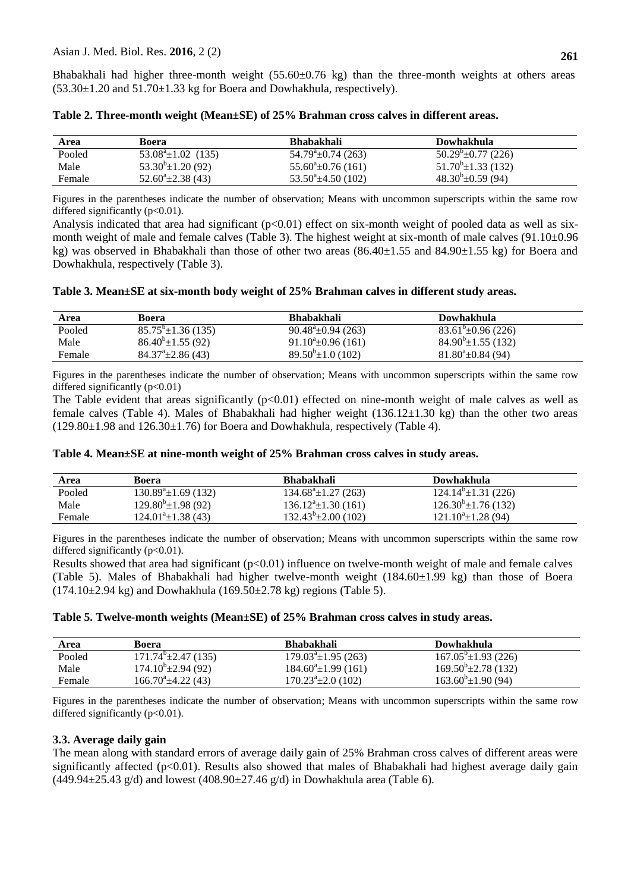Bhabakhali had higher three-month weight (55.60±0.76 kg) than the three-month weights at others areas (53.30±1.20 and 51.70±1.33 kg for Boera and Dowhakhula, respectively).

**Table 2. Three-month weight (Mean±SE) of 25% Brahman cross calves in different areas.**

| Area | Boera | Bhabakhali | Dowhakhula |
|---|---|---|---|
| Pooled | $53.08^a$±1.02 (135) | $54.79^a$±0.74 (263) | $50.29^b$±0.77 (226) |
| Male | $53.30^b$±1.20 (92) | $55.60^a$±0.76 (161) | $51.70^b$±1.33 (132) |
| Female | $52.60^a$±2.38 (43) | $53.50^a$±4.50 (102) | $48.30^b$±0.59 (94) |

Figures in the parentheses indicate the number of observation; Means with uncommon superscripts within the same row differed significantly ($p<0.01$).

Analysis indicated that area had significant ($p<0.01$) effect on six-month weight of pooled data as well as six-month weight of male and female calves (Table 3). The highest weight at six-month of male calves (91.10±0.96 kg) was observed in Bhabakhali than those of other two areas (86.40±1.55 and 84.90±1.55 kg) for Boera and Dowhakhula, respectively (Table 3).

**Table 3. Mean±SE at six-month body weight of 25% Brahman calves in different study areas.**

| Area | Boera | Bhabakhali | Dowhakhula |
|---|---|---|---|
| Pooled | $85.75^b$±1.36 (135) | $90.48^a$±0.94 (263) | $83.61^b$±0.96 (226) |
| Male | $86.40^b$±1.55 (92) | $91.10^a$±0.96 (161) | $84.90^b$±1.55 (132) |
| Female | $84.37^a$±2.86 (43) | $89.50^b$±1.0 (102) | $81.80^a$±0.84 (94) |

Figures in the parentheses indicate the number of observation; Means with uncommon superscripts within the same row differed significantly ($p<0.01$)

The Table evident that areas significantly ($p<0.01$) effected on nine-month weight of male calves as well as female calves (Table 4). Males of Bhabakhali had higher weight (136.12±1.30 kg) than the other two areas (129.80±1.98 and 126.30±1.76) for Boera and Dowhakhula, respectively (Table 4).

**Table 4. Mean±SE at nine-month weight of 25% Brahman cross calves in study areas.**

| Area | Boera | Bhabakhali | Dowhakhula |
|---|---|---|---|
| Pooled | $130.89^a$±1.69 (132) | $134.68^a$±1.27 (263) | $124.14^b$±1.31 (226) |
| Male | $129.80^b$±1.98 (92) | $136.12^a$±1.30 (161) | $126.30^b$±1.76 (132) |
| Female | $124.01^a$±1.38 (43) | $132.43^b$±2.00 (102) | $121.10^a$±1.28 (94) |

Figures in the parentheses indicate the number of observation; Means with uncommon superscripts within the same row differed significantly ($p<0.01$).

Results showed that area had significant ($p<0.01$) influence on twelve-month weight of male and female calves (Table 5). Males of Bhabakhali had higher twelve-month weight (184.60±1.99 kg) than those of Boera (174.10±2.94 kg) and Dowhakhula (169.50±2.78 kg) regions (Table 5).

**Table 5. Twelve-month weights (Mean±SE) of 25% Brahman cross calves in study areas.**

| Area | Boera | Bhabakhali | Dowhakhula |
|---|---|---|---|
| Pooled | $171.74^b$±2.47 (135) | $179.03^a$±1.95 (263) | $167.05^b$±1.93 (226) |
| Male | $174.10^b$±2.94 (92) | $184.60^a$±1.99 (161) | $169.50^b$±2.78 (132) |
| Female | $166.70^a$±4.22 (43) | $170.23^a$±2.0 (102) | $163.60^b$±1.90 (94) |

Figures in the parentheses indicate the number of observation; Means with uncommon superscripts within the same row differed significantly ($p<0.01$).

### 3.3. Average daily gain

The mean along with standard errors of average daily gain of 25% Brahman cross calves of different areas were significantly affected ($p<0.01$). Results also showed that males of Bhabakhali had highest average daily gain (449.94±25.43 g/d) and lowest (408.90±27.46 g/d) in Dowhakhula area (Table 6).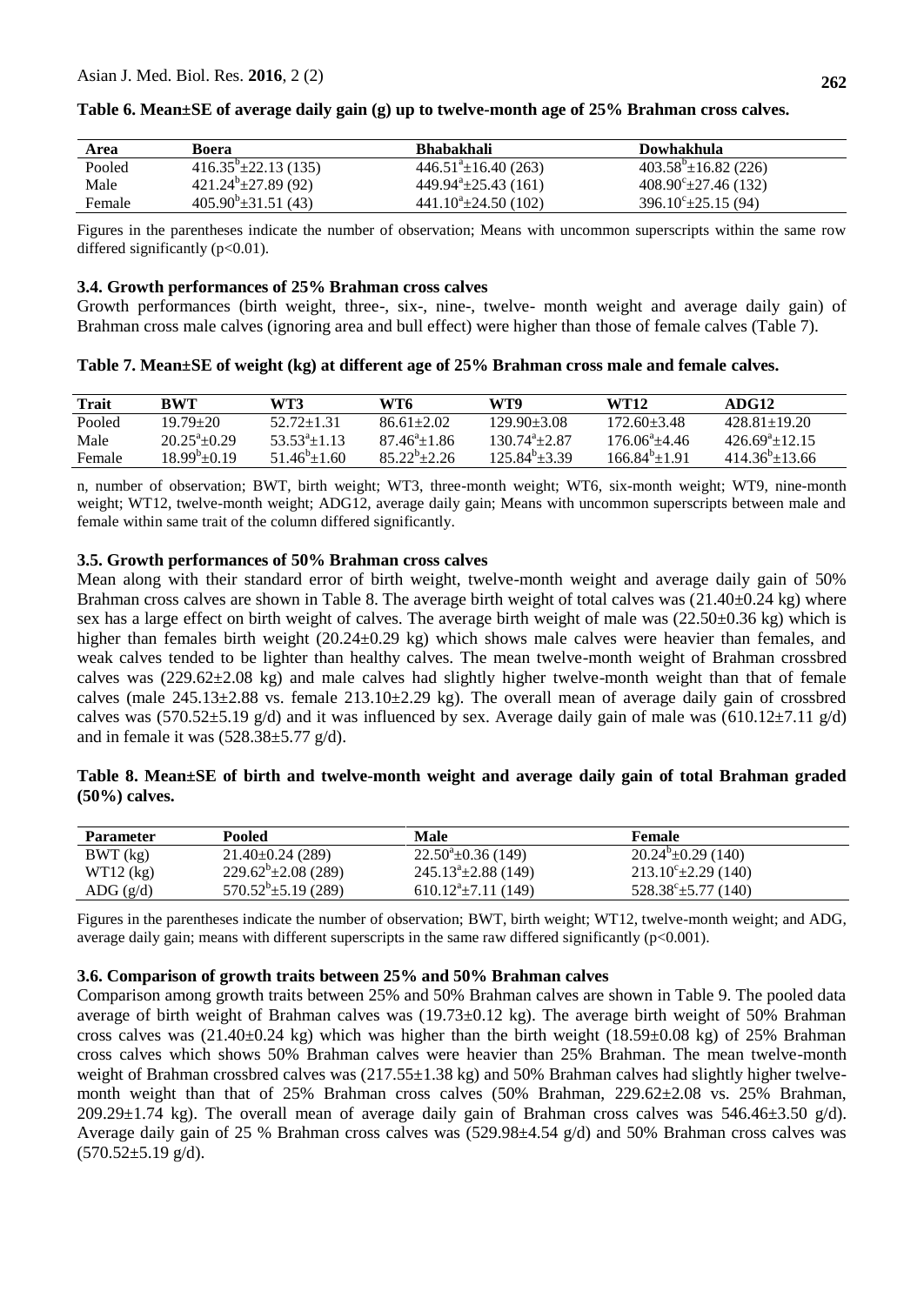**Table 6. Mean±SE of average daily gain (g) up to twelve-month age of 25% Brahman cross calves.**

| Area | Boera | Bhabakhali | Dowhakhula |
|---|---|---|---|
| Pooled | $416.35^{b}$±22.13 (135) | $446.51^{a}$±16.40 (263) | $403.58^{b}$±16.82 (226) |
| Male | $421.24^{b}$±27.89 (92) | $449.94^{a}$±25.43 (161) | $408.90^{c}$±27.46 (132) |
| Female | $405.90^{b}$±31.51 (43) | $441.10^{a}$±24.50 (102) | $396.10^{c}$±25.15 (94) |

Figures in the parentheses indicate the number of observation; Means with uncommon superscripts within the same row differed significantly ($p<0.01$).

### 3.4. Growth performances of 25% Brahman cross calves

Growth performances (birth weight, three-, six-, nine-, twelve- month weight and average daily gain) of Brahman cross male calves (ignoring area and bull effect) were higher than those of female calves (Table 7).

**Table 7. Mean±SE of weight (kg) at different age of 25% Brahman cross male and female calves.**

| Trait | BWT | WT3 | WT6 | WT9 | WT12 | ADG12 |
|---|---|---|---|---|---|---|
| Pooled | 19.79±20 | 52.72±1.31 | 86.61±2.02 | 129.90±3.08 | 172.60±3.48 | 428.81±19.20 |
| Male | $20.25^{a}$±0.29 | $53.53^{a}$±1.13 | $87.46^{a}$±1.86 | $130.74^{a}$±2.87 | $176.06^{a}$±4.46 | $426.69^{a}$±12.15 |
| Female | $18.99^{b}$±0.19 | $51.46^{b}$±1.60 | $85.22^{b}$±2.26 | $125.84^{b}$±3.39 | $166.84^{b}$±1.91 | $414.36^{b}$±13.66 |

n, number of observation; BWT, birth weight; WT3, three-month weight; WT6, six-month weight; WT9, nine-month weight; WT12, twelve-month weight; ADG12, average daily gain; Means with uncommon superscripts between male and female within same trait of the column differed significantly.

### 3.5. Growth performances of 50% Brahman cross calves

Mean along with their standard error of birth weight, twelve-month weight and average daily gain of 50% Brahman cross calves are shown in Table 8. The average birth weight of total calves was (21.40±0.24 kg) where sex has a large effect on birth weight of calves. The average birth weight of male was (22.50±0.36 kg) which is higher than females birth weight (20.24±0.29 kg) which shows male calves were heavier than females, and weak calves tended to be lighter than healthy calves. The mean twelve-month weight of Brahman crossbred calves was (229.62±2.08 kg) and male calves had slightly higher twelve-month weight than that of female calves (male 245.13±2.88 vs. female 213.10±2.29 kg). The overall mean of average daily gain of crossbred calves was (570.52±5.19 g/d) and it was influenced by sex. Average daily gain of male was (610.12±7.11 g/d) and in female it was (528.38±5.77 g/d).

**Table 8. Mean±SE of birth and twelve-month weight and average daily gain of total Brahman graded (50%) calves.**

| Parameter | Pooled | Male | Female |
|---|---|---|---|
| BWT (kg) | 21.40±0.24 (289) | $22.50^{a}$±0.36 (149) | $20.24^{b}$±0.29 (140) |
| WT12 (kg) | $229.62^{b}$±2.08 (289) | $245.13^{a}$±2.88 (149) | $213.10^{c}$±2.29 (140) |
| ADG (g/d) | $570.52^{b}$±5.19 (289) | $610.12^{a}$±7.11 (149) | $528.38^{c}$±5.77 (140) |

Figures in the parentheses indicate the number of observation; BWT, birth weight; WT12, twelve-month weight; and ADG, average daily gain; means with different superscripts in the same raw differed significantly ($p<0.001$).

### 3.6. Comparison of growth traits between 25% and 50% Brahman calves

Comparison among growth traits between 25% and 50% Brahman calves are shown in Table 9. The pooled data average of birth weight of Brahman calves was (19.73±0.12 kg). The average birth weight of 50% Brahman cross calves was (21.40±0.24 kg) which was higher than the birth weight (18.59±0.08 kg) of 25% Brahman cross calves which shows 50% Brahman calves were heavier than 25% Brahman. The mean twelve-month weight of Brahman crossbred calves was (217.55±1.38 kg) and 50% Brahman calves had slightly higher twelve-month weight than that of 25% Brahman cross calves (50% Brahman, 229.62±2.08 vs. 25% Brahman, 209.29±1.74 kg). The overall mean of average daily gain of Brahman cross calves was 546.46±3.50 g/d). Average daily gain of 25 % Brahman cross calves was (529.98±4.54 g/d) and 50% Brahman cross calves was (570.52±5.19 g/d).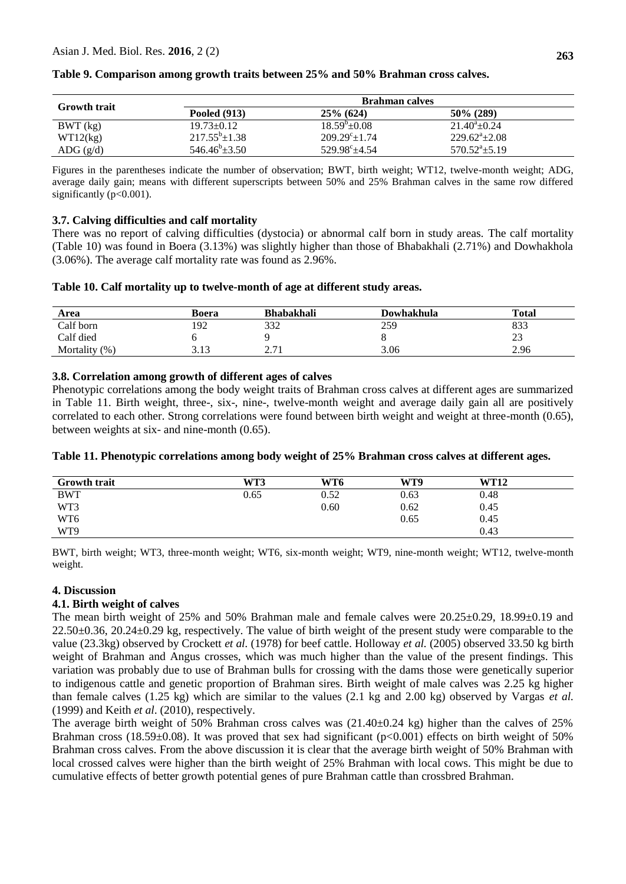**Table 9. Comparison among growth traits between 25% and 50% Brahman cross calves.**

| Growth trait | Brahman calves | | |
|---|---|---|---|
| | Pooled (913) | 25% (624) | 50% (289) |
| BWT (kg) | 19.73±0.12 | $18.59^{b}$±0.08 | $21.40^{a}$±0.24 |
| WT12(kg) | $217.55^{b}$±1.38 | $209.29^{c}$±1.74 | $229.62^{a}$±2.08 |
| ADG (g/d) | $546.46^{b}$±3.50 | $529.98^{c}$±4.54 | $570.52^{a}$±5.19 |

Figures in the parentheses indicate the number of observation; BWT, birth weight; WT12, twelve-month weight; ADG, average daily gain; means with different superscripts between 50% and 25% Brahman calves in the same row differed significantly ($p<0.001$).

### 3.7. Calving difficulties and calf mortality

There was no report of calving difficulties (dystocia) or abnormal calf born in study areas. The calf mortality (Table 10) was found in Boera (3.13%) was slightly higher than those of Bhabakhali (2.71%) and Dowhakhola (3.06%). The average calf mortality rate was found as 2.96%.

**Table 10. Calf mortality up to twelve-month of age at different study areas.**

| Area | Boera | Bhabakhali | Dowhakhula | Total |
|---|---|---|---|---|
| Calf born | 192 | 332 | 259 | 833 |
| Calf died | 6 | 9 | 8 | 23 |
| Mortality (%) | 3.13 | 2.71 | 3.06 | 2.96 |

### 3.8. Correlation among growth of different ages of calves

Phenotypic correlations among the body weight traits of Brahman cross calves at different ages are summarized in Table 11. Birth weight, three-, six-, nine-, twelve-month weight and average daily gain all are positively correlated to each other. Strong correlations were found between birth weight and weight at three-month (0.65), between weights at six- and nine-month (0.65).

**Table 11. Phenotypic correlations among body weight of 25% Brahman cross calves at different ages.**

| Growth trait | WT3 | WT6 | WT9 | WT12 |
|---|---|---|---|---|
| BWT | 0.65 | 0.52 | 0.63 | 0.48 |
| WT3 | | 0.60 | 0.62 | 0.45 |
| WT6 | | | 0.65 | 0.45 |
| WT9 | | | | 0.43 |

BWT, birth weight; WT3, three-month weight; WT6, six-month weight; WT9, nine-month weight; WT12, twelve-month weight.

## 4. Discussion

### 4.1. Birth weight of calves

The mean birth weight of 25% and 50% Brahman male and female calves were 20.25±0.29, 18.99±0.19 and 22.50±0.36, 20.24±0.29 kg, respectively. The value of birth weight of the present study were comparable to the value (23.3kg) observed by Crockett *et al.* (1978) for beef cattle. Holloway *et al.* (2005) observed 33.50 kg birth weight of Brahman and Angus crosses, which was much higher than the value of the present findings. This variation was probably due to use of Brahman bulls for crossing with the dams those were genetically superior to indigenous cattle and genetic proportion of Brahman sires. Birth weight of male calves was 2.25 kg higher than female calves (1.25 kg) which are similar to the values (2.1 kg and 2.00 kg) observed by Vargas *et al.* (1999) and Keith *et al*. (2010), respectively.

The average birth weight of 50% Brahman cross calves was (21.40±0.24 kg) higher than the calves of 25% Brahman cross (18.59±0.08). It was proved that sex had significant ($p<0.001$) effects on birth weight of 50% Brahman cross calves. From the above discussion it is clear that the average birth weight of 50% Brahman with local crossed calves were higher than the birth weight of 25% Brahman with local cows. This might be due to cumulative effects of better growth potential genes of pure Brahman cattle than crossbred Brahman.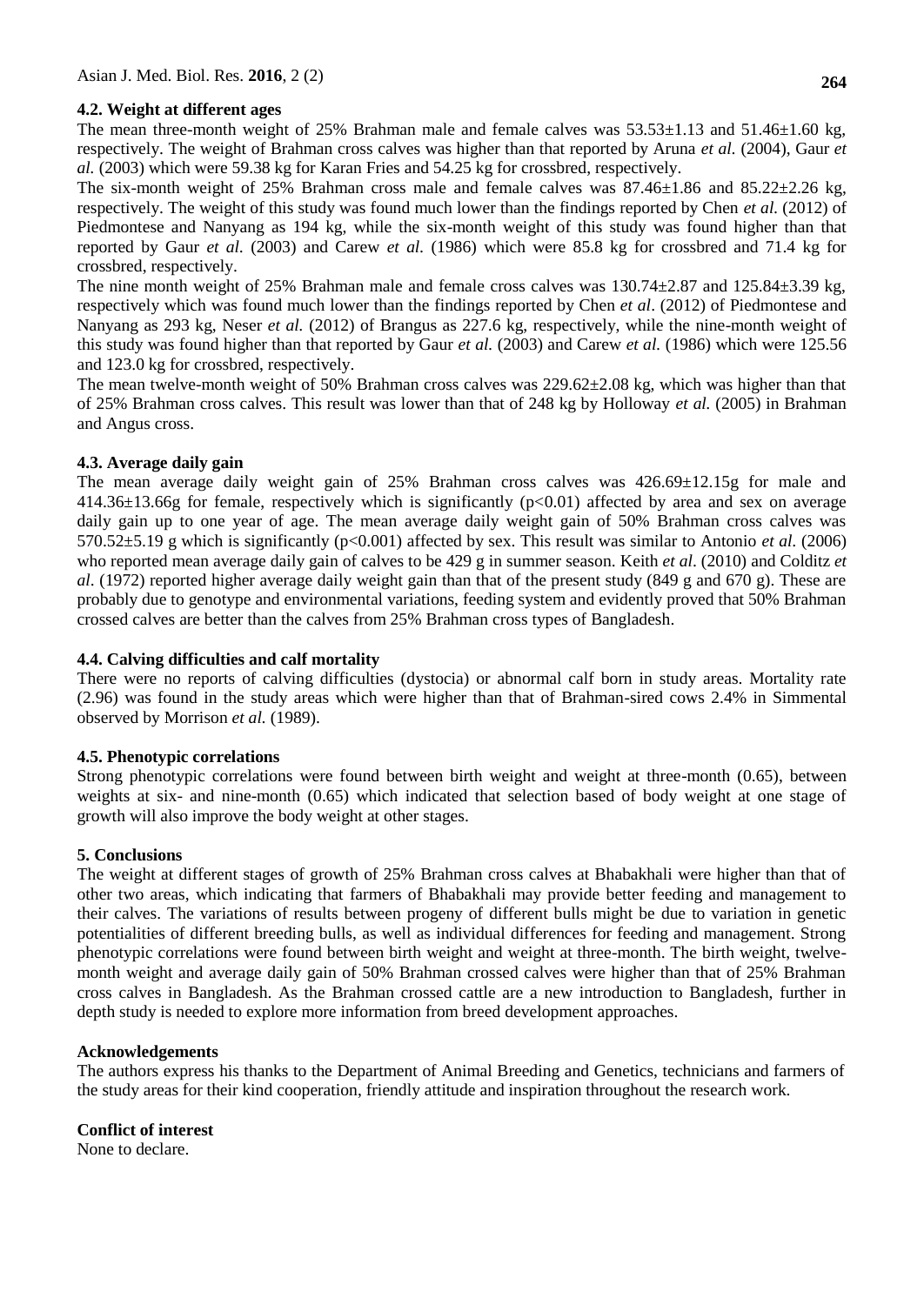### 4.2. Weight at different ages

The mean three-month weight of 25% Brahman male and female calves was 53.53±1.13 and 51.46±1.60 kg, respectively. The weight of Brahman cross calves was higher than that reported by Aruna *et al.* (2004), Gaur *et al.* (2003) which were 59.38 kg for Karan Fries and 54.25 kg for crossbred, respectively.

The six-month weight of 25% Brahman cross male and female calves was 87.46±1.86 and 85.22±2.26 kg, respectively. The weight of this study was found much lower than the findings reported by Chen *et al.* (2012) of Piedmontese and Nanyang as 194 kg, while the six-month weight of this study was found higher than that reported by Gaur *et al.* (2003) and Carew *et al.* (1986) which were 85.8 kg for crossbred and 71.4 kg for crossbred, respectively.

The nine month weight of 25% Brahman male and female cross calves was 130.74±2.87 and 125.84±3.39 kg, respectively which was found much lower than the findings reported by Chen *et al*. (2012) of Piedmontese and Nanyang as 293 kg, Neser *et al.* (2012) of Brangus as 227.6 kg, respectively, while the nine-month weight of this study was found higher than that reported by Gaur *et al.* (2003) and Carew *et al.* (1986) which were 125.56 and 123.0 kg for crossbred, respectively.

The mean twelve-month weight of 50% Brahman cross calves was 229.62±2.08 kg, which was higher than that of 25% Brahman cross calves. This result was lower than that of 248 kg by Holloway *et al.* (2005) in Brahman and Angus cross.

### 4.3. Average daily gain

The mean average daily weight gain of 25% Brahman cross calves was 426.69±12.15g for male and 414.36±13.66g for female, respectively which is significantly ($p<0.01$) affected by area and sex on average daily gain up to one year of age. The mean average daily weight gain of 50% Brahman cross calves was 570.52±5.19 g which is significantly ($p<0.001$) affected by sex. This result was similar to Antonio *et al*. (2006) who reported mean average daily gain of calves to be 429 g in summer season. Keith *et al*. (2010) and Colditz *et al*. (1972) reported higher average daily weight gain than that of the present study (849 g and 670 g). These are probably due to genotype and environmental variations, feeding system and evidently proved that 50% Brahman crossed calves are better than the calves from 25% Brahman cross types of Bangladesh.

### 4.4. Calving difficulties and calf mortality

There were no reports of calving difficulties (dystocia) or abnormal calf born in study areas. Mortality rate (2.96) was found in the study areas which were higher than that of Brahman-sired cows 2.4% in Simmental observed by Morrison *et al.* (1989).

### 4.5. Phenotypic correlations

Strong phenotypic correlations were found between birth weight and weight at three-month (0.65), between weights at six- and nine-month (0.65) which indicated that selection based of body weight at one stage of growth will also improve the body weight at other stages.

## 5. Conclusions

The weight at different stages of growth of 25% Brahman cross calves at Bhabakhali were higher than that of other two areas, which indicating that farmers of Bhabakhali may provide better feeding and management to their calves. The variations of results between progeny of different bulls might be due to variation in genetic potentialities of different breeding bulls, as well as individual differences for feeding and management. Strong phenotypic correlations were found between birth weight and weight at three-month. The birth weight, twelve-month weight and average daily gain of 50% Brahman crossed calves were higher than that of 25% Brahman cross calves in Bangladesh. As the Brahman crossed cattle are a new introduction to Bangladesh, further in depth study is needed to explore more information from breed development approaches.

## Acknowledgements

The authors express his thanks to the Department of Animal Breeding and Genetics, technicians and farmers of the study areas for their kind cooperation, friendly attitude and inspiration throughout the research work.

## Conflict of interest

None to declare.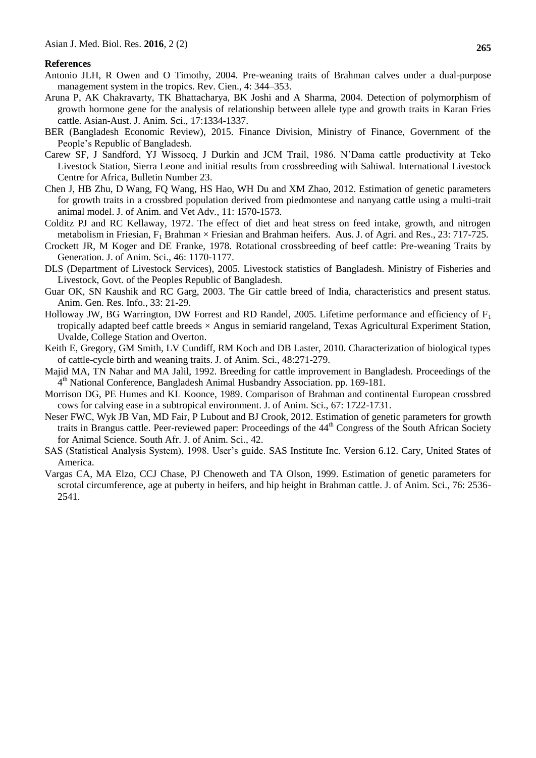**References**

Antonio JLH, R Owen and O Timothy, 2004. Pre-weaning traits of Brahman calves under a dual-purpose management system in the tropics. Rev. Cien., 4: 344–353.

Aruna P, AK Chakravarty, TK Bhattacharya, BK Joshi and A Sharma, 2004. Detection of polymorphism of growth hormone gene for the analysis of relationship between allele type and growth traits in Karan Fries cattle. Asian-Aust. J. Anim. Sci., 17:1334-1337.

BER (Bangladesh Economic Review), 2015. Finance Division, Ministry of Finance, Government of the People's Republic of Bangladesh.

Carew SF, J Sandford, YJ Wissocq, J Durkin and JCM Trail, 1986. N'Dama cattle productivity at Teko Livestock Station, Sierra Leone and initial results from crossbreeding with Sahiwal. International Livestock Centre for Africa, Bulletin Number 23.

Chen J, HB Zhu, D Wang, FQ Wang, HS Hao, WH Du and XM Zhao, 2012. Estimation of genetic parameters for growth traits in a crossbred population derived from piedmontese and nanyang cattle using a multi-trait animal model. J. of Anim. and Vet Adv., 11: 1570-1573.

Colditz PJ and RC Kellaway, 1972. The effect of diet and heat stress on feed intake, growth, and nitrogen metabolism in Friesian, $F_1$ Brahman × Friesian and Brahman heifers. Aus. J. of Agri. and Res., 23: 717-725.

Crockett JR, M Koger and DE Franke, 1978. Rotational crossbreeding of beef cattle: Pre-weaning Traits by Generation. J. of Anim. Sci., 46: 1170-1177.

DLS (Department of Livestock Services), 2005. Livestock statistics of Bangladesh. Ministry of Fisheries and Livestock, Govt. of the Peoples Republic of Bangladesh.

Guar OK, SN Kaushik and RC Garg, 2003. The Gir cattle breed of India, characteristics and present status. Anim. Gen. Res. Info., 33: 21-29.

Holloway JW, BG Warrington, DW Forrest and RD Randel, 2005. Lifetime performance and efficiency of $F_1$ tropically adapted beef cattle breeds × Angus in semiarid rangeland, Texas Agricultural Experiment Station, Uvalde, College Station and Overton.

Keith E, Gregory, GM Smith, LV Cundiff, RM Koch and DB Laster, 2010. Characterization of biological types of cattle-cycle birth and weaning traits. J. of Anim. Sci., 48:271-279.

Majid MA, TN Nahar and MA Jalil, 1992. Breeding for cattle improvement in Bangladesh. Proceedings of the 4th National Conference, Bangladesh Animal Husbandry Association. pp. 169-181.

Morrison DG, PE Humes and KL Koonce, 1989. Comparison of Brahman and continental European crossbred cows for calving ease in a subtropical environment. J. of Anim. Sci., 67: 1722-1731.

Neser FWC, Wyk JB Van, MD Fair, P Lubout and BJ Crook, 2012. Estimation of genetic parameters for growth traits in Brangus cattle. Peer-reviewed paper: Proceedings of the 44th Congress of the South African Society for Animal Science. South Afr. J. of Anim. Sci., 42.

SAS (Statistical Analysis System), 1998. User's guide. SAS Institute Inc. Version 6.12. Cary, United States of America.

Vargas CA, MA Elzo, CCJ Chase, PJ Chenoweth and TA Olson, 1999. Estimation of genetic parameters for scrotal circumference, age at puberty in heifers, and hip height in Brahman cattle. J. of Anim. Sci., 76: 2536-2541.